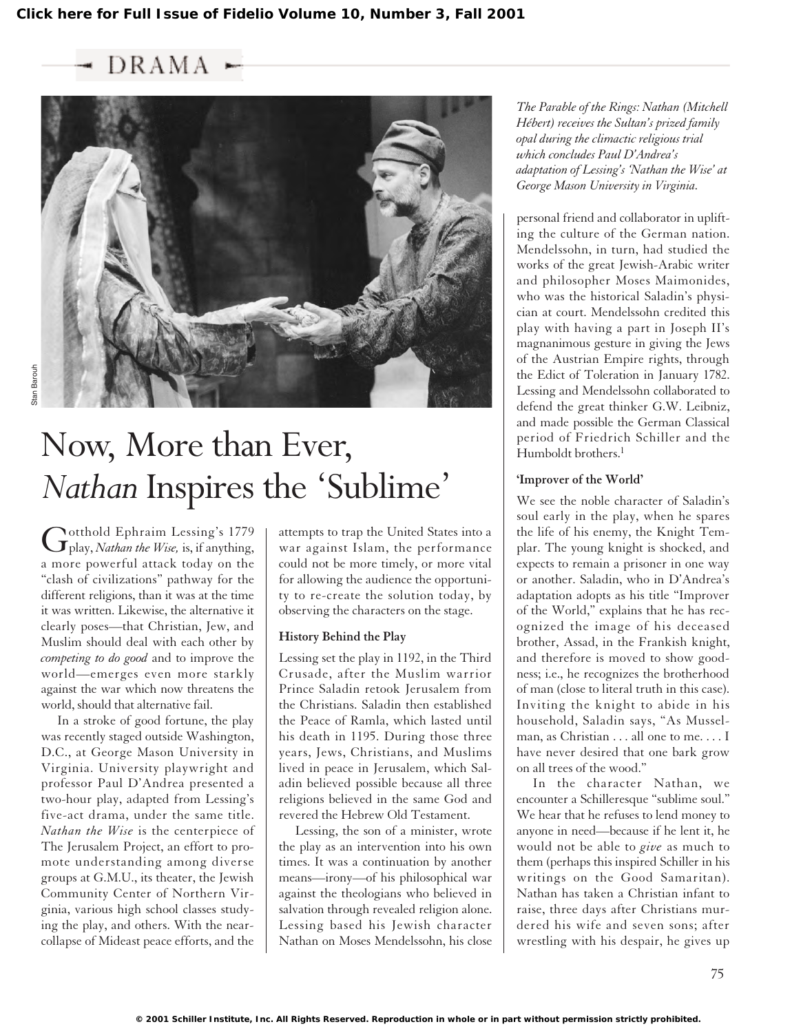DRAMA

The Parable of the Rings: Nathan (Mitchell Hébert) receives the Sultan's prized family opal during the climactic religious trial which concludes Paul D'Andrea's adaptation of Lessing's 'Nathan the Wise' at George Mason University in Virginia.

# Now, More than Ever, *Nathan* Inspires the 'Sublime'

Gotthold Ephraim Lessing's 1779 play, *Nathan the Wise,* is, if anything, a more powerful attack today on the "clash of civilizations" pathway for the different religions, than it was at the time it was written. Likewise, the alternative it clearly poses—that Christian, Jew, and Muslim should deal with each other by *competing to do good* and to improve the world—emerges even more starkly against the war which now threatens the world, should that alternative fail.

In a stroke of good fortune, the play was recently staged outside Washington, D.C., at George Mason University in Virginia. University playwright and professor Paul D'Andrea presented a two-hour play, adapted from Lessing's five-act drama, under the same title. *Nathan the Wise* is the centerpiece of The Jerusalem Project, an effort to promote understanding among diverse groups at G.M.U., its theater, the Jewish Community Center of Northern Virginia, various high school classes studying the play, and others. With the near-collapse of Mideast peace efforts, and the attempts to trap the United States into a war against Islam, the performance could not be more timely, or more vital for allowing the audience the opportunity to re-create the solution today, by observing the characters on the stage.

### History Behind the Play

Lessing set the play in 1192, in the Third Crusade, after the Muslim warrior Prince Saladin retook Jerusalem from the Christians. Saladin then established the Peace of Ramla, which lasted until his death in 1195. During those three years, Jews, Christians, and Muslims lived in peace in Jerusalem, which Saladin believed possible because all three religions believed in the same God and revered the Hebrew Old Testament.

Lessing, the son of a minister, wrote the play as an intervention into his own times. It was a continuation by another means—irony—of his philosophical war against the theologians who believed in salvation through revealed religion alone. Lessing based his Jewish character Nathan on Moses Mendelssohn, his close personal friend and collaborator in uplifting the culture of the German nation. Mendelssohn, in turn, had studied the works of the great Jewish-Arabic writer and philosopher Moses Maimonides, who was the historical Saladin's physician at court. Mendelssohn credited this play with having a part in Joseph II's magnanimous gesture in giving the Jews of the Austrian Empire rights, through the Edict of Toleration in January 1782. Lessing and Mendelssohn collaborated to defend the great thinker G.W. Leibniz, and made possible the German Classical period of Friedrich Schiller and the Humboldt brothers.[1]

### 'Improver of the World'

We see the noble character of Saladin's soul early in the play, when he spares the life of his enemy, the Knight Templar. The young knight is shocked, and expects to remain a prisoner in one way or another. Saladin, who in D'Andrea's adaptation adopts as his title "Improver of the World," explains that he has recognized the image of his deceased brother, Assad, in the Frankish knight, and therefore is moved to show goodness; i.e., he recognizes the brotherhood of man (close to literal truth in this case). Inviting the knight to abide in his household, Saladin says, "As Musselman, as Christian . . . all one to me. . . . I have never desired that one bark grow on all trees of the wood."

In the character Nathan, we encounter a Schilleresque "sublime soul." We hear that he refuses to lend money to anyone in need—because if he lent it, he would not be able to *give* as much to them (perhaps this inspired Schiller in his writings on the Good Samaritan). Nathan has taken a Christian infant to raise, three days after Christians murdered his wife and seven sons; after wrestling with his despair, he gives up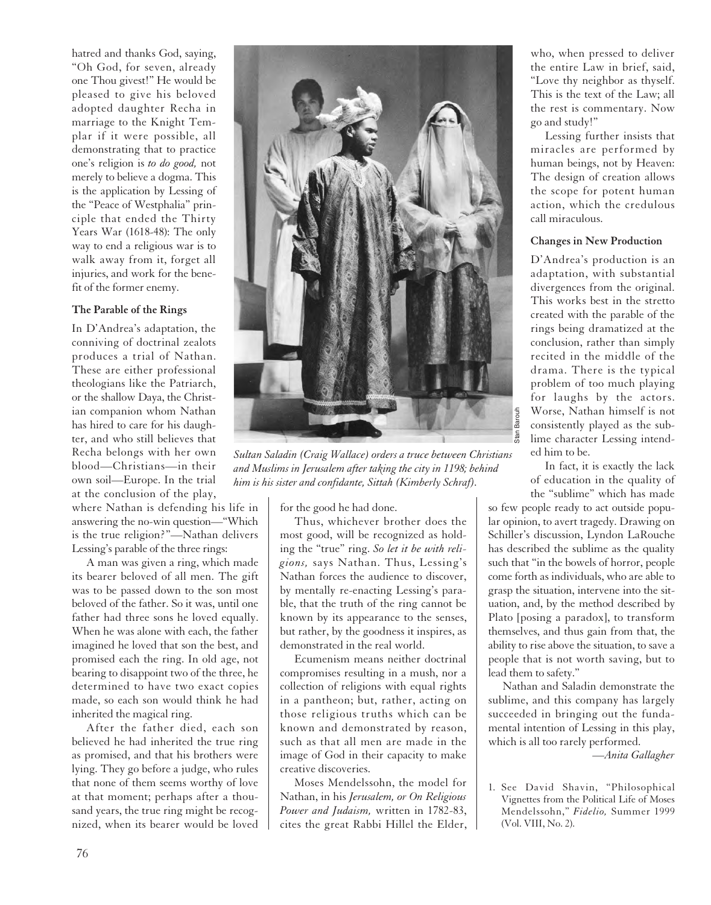hatred and thanks God, saying, "Oh God, for seven, already one Thou givest!" He would be pleased to give his beloved adopted daughter Recha in marriage to the Knight Templar if it were possible, all demonstrating that to practice one's religion is *to do good,* not merely to believe a dogma. This is the application by Lessing of the "Peace of Westphalia" principle that ended the Thirty Years War (1618-48): The only way to end a religious war is to walk away from it, forget all injuries, and work for the benefit of the former enemy.

**The Parable of the Rings**

In D'Andrea's adaptation, the conniving of doctrinal zealots produces a trial of Nathan. These are either professional theologians like the Patriarch, or the shallow Daya, the Christian companion whom Nathan has hired to care for his daughter, and who still believes that Recha belongs with her own blood—Christians—in their own soil—Europe. In the trial at the conclusion of the play, where Nathan is defending his life in answering the no-win question—"Which is the true religion?"—Nathan delivers Lessing's parable of the three rings:

A man was given a ring, which made its bearer beloved of all men. The gift was to be passed down to the son most beloved of the father. So it was, until one father had three sons he loved equally. When he was alone with each, the father imagined he loved that son the best, and promised each the ring. In old age, not bearing to disappoint two of the three, he determined to have two exact copies made, so each son would think he had inherited the magical ring.

After the father died, each son believed he had inherited the true ring as promised, and that his brothers were lying. They go before a judge, who rules that none of them seems worthy of love at that moment; perhaps after a thousand years, the true ring might be recognized, when its bearer would be loved for the good he had done.

*Sultan Saladin (Craig Wallace) orders a truce between Christians and Muslims in Jerusalem after taking the city in 1198; behind him is his sister and confidante, Sittah (Kimberly Schraf).*

Thus, whichever brother does the most good, will be recognized as holding the "true" ring. *So let it be with religions,* says Nathan. Thus, Lessing's Nathan forces the audience to discover, by mentally re-enacting Lessing's parable, that the truth of the ring cannot be known by its appearance to the senses, but rather, by the goodness it inspires, as demonstrated in the real world.

Ecumenism means neither doctrinal compromises resulting in a mush, nor a collection of religions with equal rights in a pantheon; but, rather, acting on those religious truths which can be known and demonstrated by reason, such as that all men are made in the image of God in their capacity to make creative discoveries.

Moses Mendelssohn, the model for Nathan, in his *Jerusalem, or On Religious Power and Judaism,* written in 1782-83, cites the great Rabbi Hillel the Elder, who, when pressed to deliver the entire Law in brief, said, "Love thy neighbor as thyself. This is the text of the Law; all the rest is commentary. Now go and study!"

Lessing further insists that miracles are performed by human beings, not by Heaven: The design of creation allows the scope for potent human action, which the credulous call miraculous.

**Changes in New Production**

D'Andrea's production is an adaptation, with substantial divergences from the original. This works best in the stretto created with the parable of the rings being dramatized at the conclusion, rather than simply recited in the middle of the drama. There is the typical problem of too much playing for laughs by the actors. Worse, Nathan himself is not consistently played as the sublime character Lessing intended him to be.

In fact, it is exactly the lack of education in the quality of the "sublime" which has made so few people ready to act outside popular opinion, to avert tragedy. Drawing on Schiller's discussion, Lyndon LaRouche has described the sublime as the quality such that "in the bowels of horror, people come forth as individuals, who are able to grasp the situation, intervene into the situation, and, by the method described by Plato [posing a paradox], to transform themselves, and thus gain from that, the ability to rise above the situation, to save a people that is not worth saving, but to lead them to safety."

Nathan and Saladin demonstrate the sublime, and this company has largely succeeded in bringing out the fundamental intention of Lessing in this play, which is all too rarely performed.

*—Anita Gallagher*

1. See David Shavin, "Philosophical Vignettes from the Political Life of Moses Mendelssohn," *Fidelio,* Summer 1999 (Vol. VIII, No. 2).